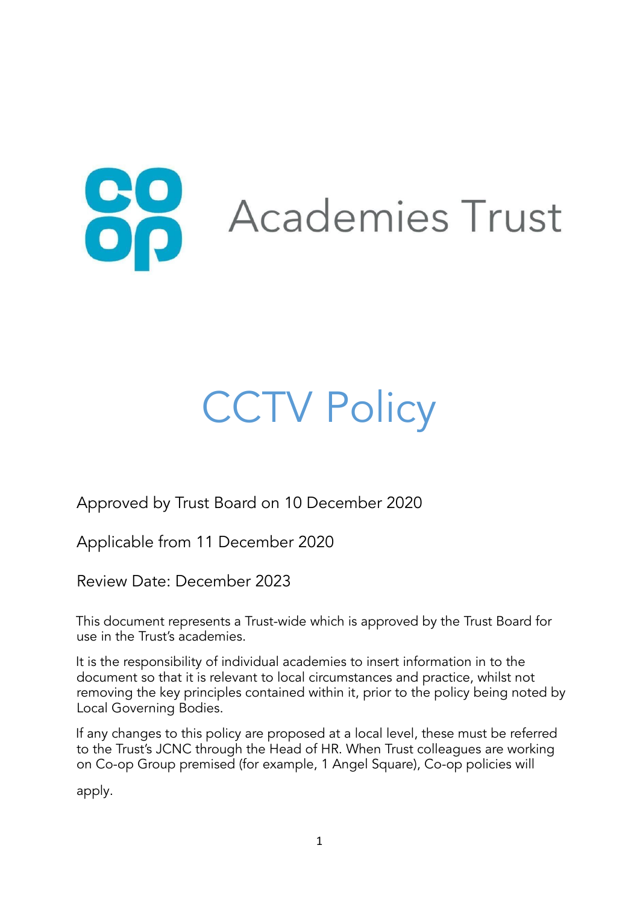Academies Trust

# CCTV Policy

Approved by Trust Board on 10 December 2020

Applicable from 11 December 2020

Review Date: December 2023

This document represents a Trust-wide which is approved by the Trust Board for use in the Trust's academies.

It is the responsibility of individual academies to insert information in to the document so that it is relevant to local circumstances and practice, whilst not removing the key principles contained within it, prior to the policy being noted by Local Governing Bodies.

If any changes to this policy are proposed at a local level, these must be referred to the Trust's JCNC through the Head of HR. When Trust colleagues are working on Co-op Group premised (for example, 1 Angel Square), Co-op policies will apply.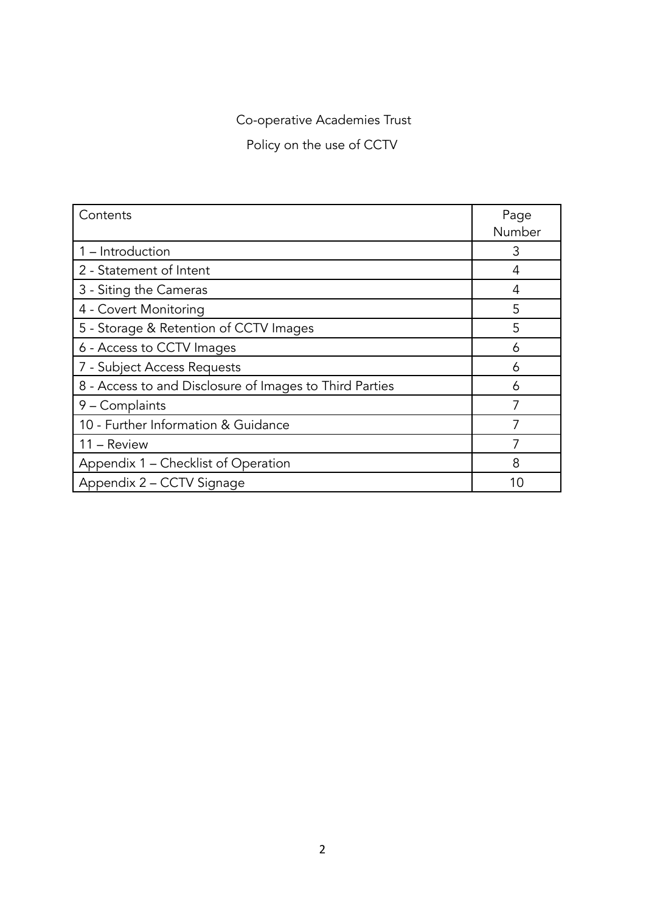Co-operative Academies Trust

Policy on the use of CCTV

| Contents | Page Number |
| --- | --- |
| 1 – Introduction | 3 |
| 2 - Statement of Intent | 4 |
| 3 - Siting the Cameras | 4 |
| 4 - Covert Monitoring | 5 |
| 5 - Storage & Retention of CCTV Images | 5 |
| 6 - Access to CCTV Images | 6 |
| 7 - Subject Access Requests | 6 |
| 8 - Access to and Disclosure of Images to Third Parties | 6 |
| 9 – Complaints | 7 |
| 10 - Further Information & Guidance | 7 |
| 11 – Review | 7 |
| Appendix 1 – Checklist of Operation | 8 |
| Appendix 2 – CCTV Signage | 10 |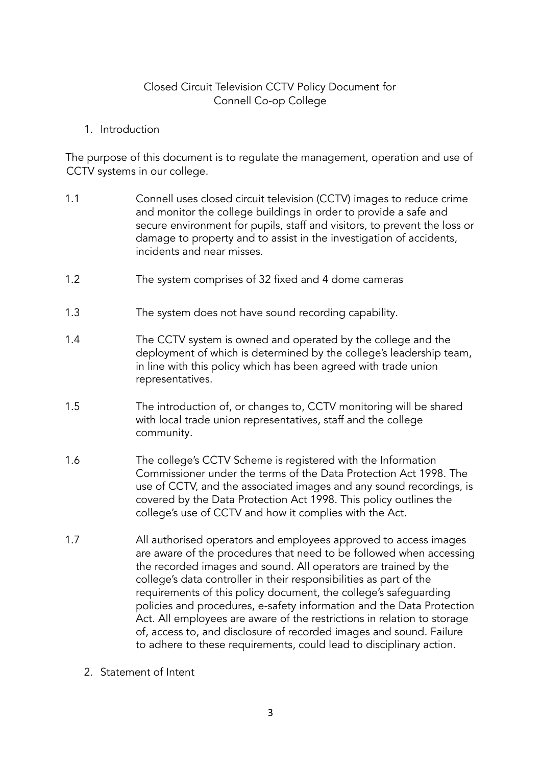# Closed Circuit Television CCTV Policy Document for Connell Co-op College

## 1. Introduction

The purpose of this document is to regulate the management, operation and use of CCTV systems in our college.

1.1 Connell uses closed circuit television (CCTV) images to reduce crime and monitor the college buildings in order to provide a safe and secure environment for pupils, staff and visitors, to prevent the loss or damage to property and to assist in the investigation of accidents, incidents and near misses.

1.2 The system comprises of 32 fixed and 4 dome cameras

1.3 The system does not have sound recording capability.

1.4 The CCTV system is owned and operated by the college and the deployment of which is determined by the college's leadership team, in line with this policy which has been agreed with trade union representatives.

1.5 The introduction of, or changes to, CCTV monitoring will be shared with local trade union representatives, staff and the college community.

1.6 The college's CCTV Scheme is registered with the Information Commissioner under the terms of the Data Protection Act 1998. The use of CCTV, and the associated images and any sound recordings, is covered by the Data Protection Act 1998. This policy outlines the college's use of CCTV and how it complies with the Act.

1.7 All authorised operators and employees approved to access images are aware of the procedures that need to be followed when accessing the recorded images and sound. All operators are trained by the college's data controller in their responsibilities as part of the requirements of this policy document, the college's safeguarding policies and procedures, e-safety information and the Data Protection Act. All employees are aware of the restrictions in relation to storage of, access to, and disclosure of recorded images and sound. Failure to adhere to these requirements, could lead to disciplinary action.

## 2. Statement of Intent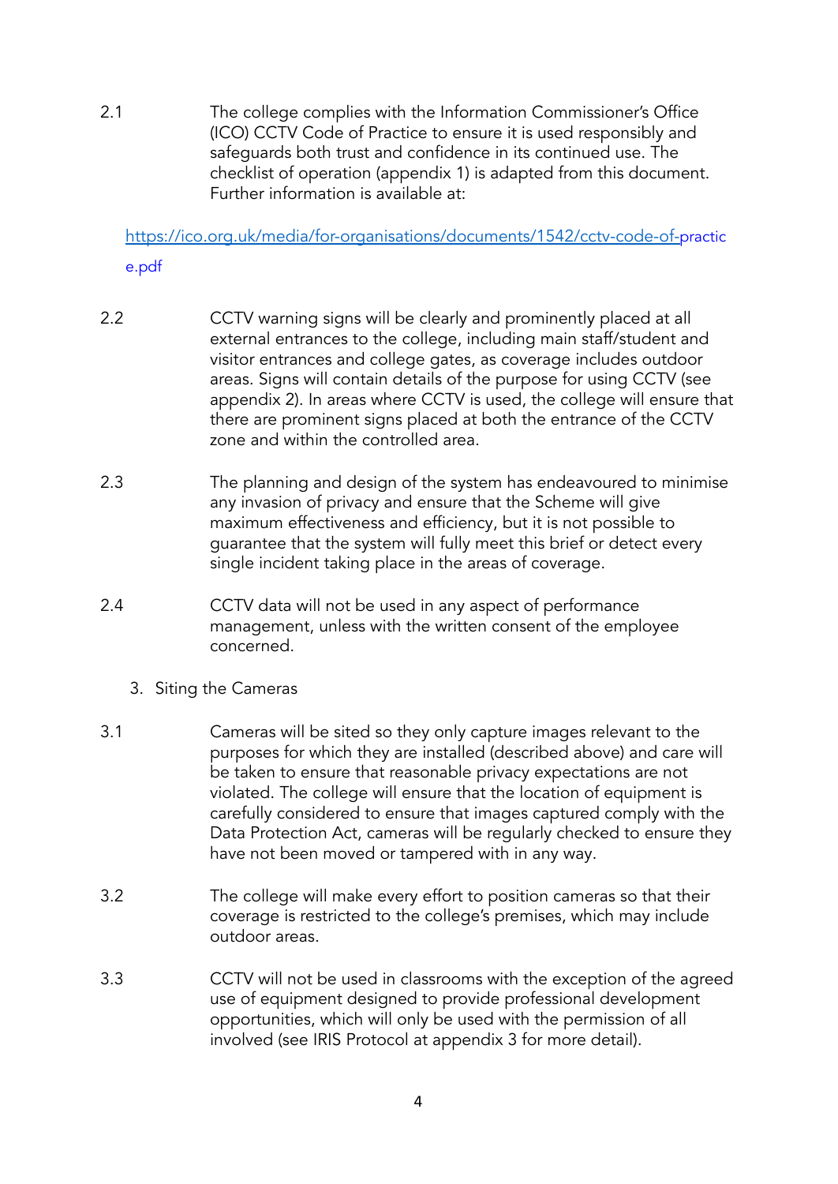2.1 The college complies with the Information Commissioner's Office (ICO) CCTV Code of Practice to ensure it is used responsibly and safeguards both trust and confidence in its continued use. The checklist of operation (appendix 1) is adapted from this document. Further information is available at:

https://ico.org.uk/media/for-organisations/documents/1542/cctv-code-of-practice.pdf

2.2 CCTV warning signs will be clearly and prominently placed at all external entrances to the college, including main staff/student and visitor entrances and college gates, as coverage includes outdoor areas. Signs will contain details of the purpose for using CCTV (see appendix 2). In areas where CCTV is used, the college will ensure that there are prominent signs placed at both the entrance of the CCTV zone and within the controlled area.

2.3 The planning and design of the system has endeavoured to minimise any invasion of privacy and ensure that the Scheme will give maximum effectiveness and efficiency, but it is not possible to guarantee that the system will fully meet this brief or detect every single incident taking place in the areas of coverage.

2.4 CCTV data will not be used in any aspect of performance management, unless with the written consent of the employee concerned.

## 3. Siting the Cameras

3.1 Cameras will be sited so they only capture images relevant to the purposes for which they are installed (described above) and care will be taken to ensure that reasonable privacy expectations are not violated. The college will ensure that the location of equipment is carefully considered to ensure that images captured comply with the Data Protection Act, cameras will be regularly checked to ensure they have not been moved or tampered with in any way.

3.2 The college will make every effort to position cameras so that their coverage is restricted to the college's premises, which may include outdoor areas.

3.3 CCTV will not be used in classrooms with the exception of the agreed use of equipment designed to provide professional development opportunities, which will only be used with the permission of all involved (see IRIS Protocol at appendix 3 for more detail).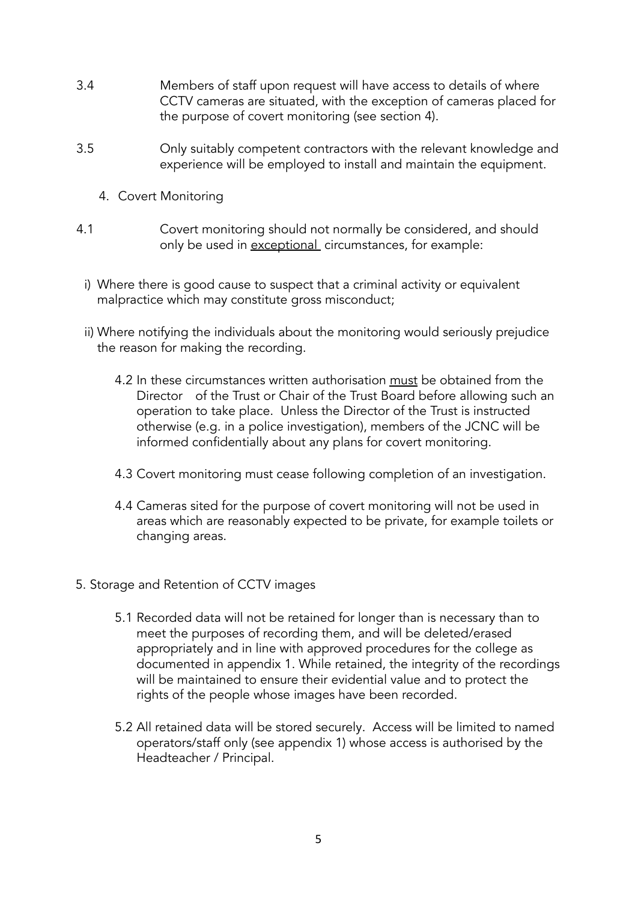3.4 Members of staff upon request will have access to details of where CCTV cameras are situated, with the exception of cameras placed for the purpose of covert monitoring (see section 4).

3.5 Only suitably competent contractors with the relevant knowledge and experience will be employed to install and maintain the equipment.

## 4. Covert Monitoring

4.1 Covert monitoring should not normally be considered, and should only be used in <u>exceptional</u> circumstances, for example:

i) Where there is good cause to suspect that a criminal activity or equivalent malpractice which may constitute gross misconduct;

ii) Where notifying the individuals about the monitoring would seriously prejudice the reason for making the recording.

4.2 In these circumstances written authorisation <u>must</u> be obtained from the Director of the Trust or Chair of the Trust Board before allowing such an operation to take place. Unless the Director of the Trust is instructed otherwise (e.g. in a police investigation), members of the JCNC will be informed confidentially about any plans for covert monitoring.

4.3 Covert monitoring must cease following completion of an investigation.

4.4 Cameras sited for the purpose of covert monitoring will not be used in areas which are reasonably expected to be private, for example toilets or changing areas.

## 5. Storage and Retention of CCTV images

5.1 Recorded data will not be retained for longer than is necessary than to meet the purposes of recording them, and will be deleted/erased appropriately and in line with approved procedures for the college as documented in appendix 1. While retained, the integrity of the recordings will be maintained to ensure their evidential value and to protect the rights of the people whose images have been recorded.

5.2 All retained data will be stored securely. Access will be limited to named operators/staff only (see appendix 1) whose access is authorised by the Headteacher / Principal.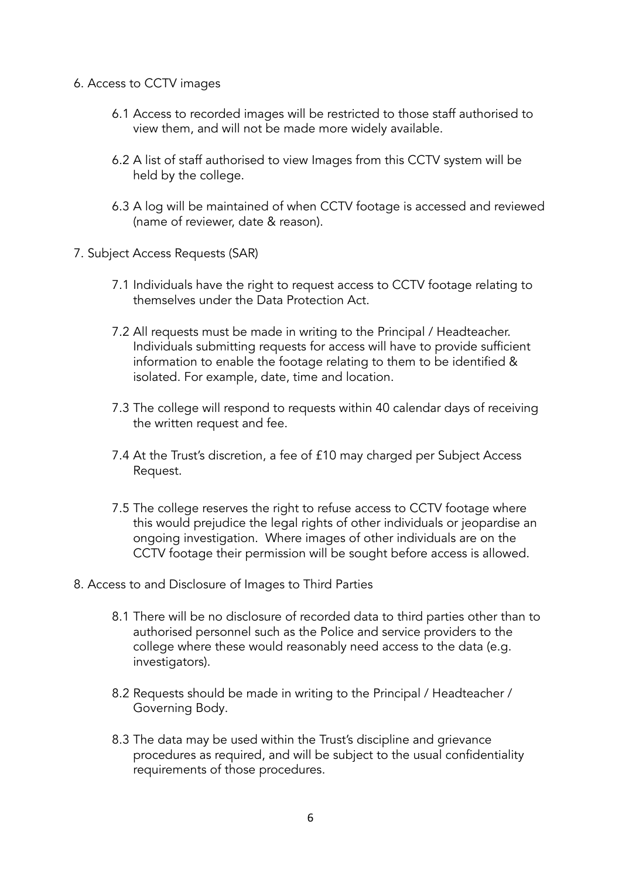## 6. Access to CCTV images

6.1 Access to recorded images will be restricted to those staff authorised to view them, and will not be made more widely available.

6.2 A list of staff authorised to view Images from this CCTV system will be held by the college.

6.3 A log will be maintained of when CCTV footage is accessed and reviewed (name of reviewer, date & reason).

## 7. Subject Access Requests (SAR)

7.1 Individuals have the right to request access to CCTV footage relating to themselves under the Data Protection Act.

7.2 All requests must be made in writing to the Principal / Headteacher. Individuals submitting requests for access will have to provide sufficient information to enable the footage relating to them to be identified & isolated. For example, date, time and location.

7.3 The college will respond to requests within 40 calendar days of receiving the written request and fee.

7.4 At the Trust's discretion, a fee of £10 may charged per Subject Access Request.

7.5 The college reserves the right to refuse access to CCTV footage where this would prejudice the legal rights of other individuals or jeopardise an ongoing investigation. Where images of other individuals are on the CCTV footage their permission will be sought before access is allowed.

## 8. Access to and Disclosure of Images to Third Parties

8.1 There will be no disclosure of recorded data to third parties other than to authorised personnel such as the Police and service providers to the college where these would reasonably need access to the data (e.g. investigators).

8.2 Requests should be made in writing to the Principal / Headteacher / Governing Body.

8.3 The data may be used within the Trust's discipline and grievance procedures as required, and will be subject to the usual confidentiality requirements of those procedures.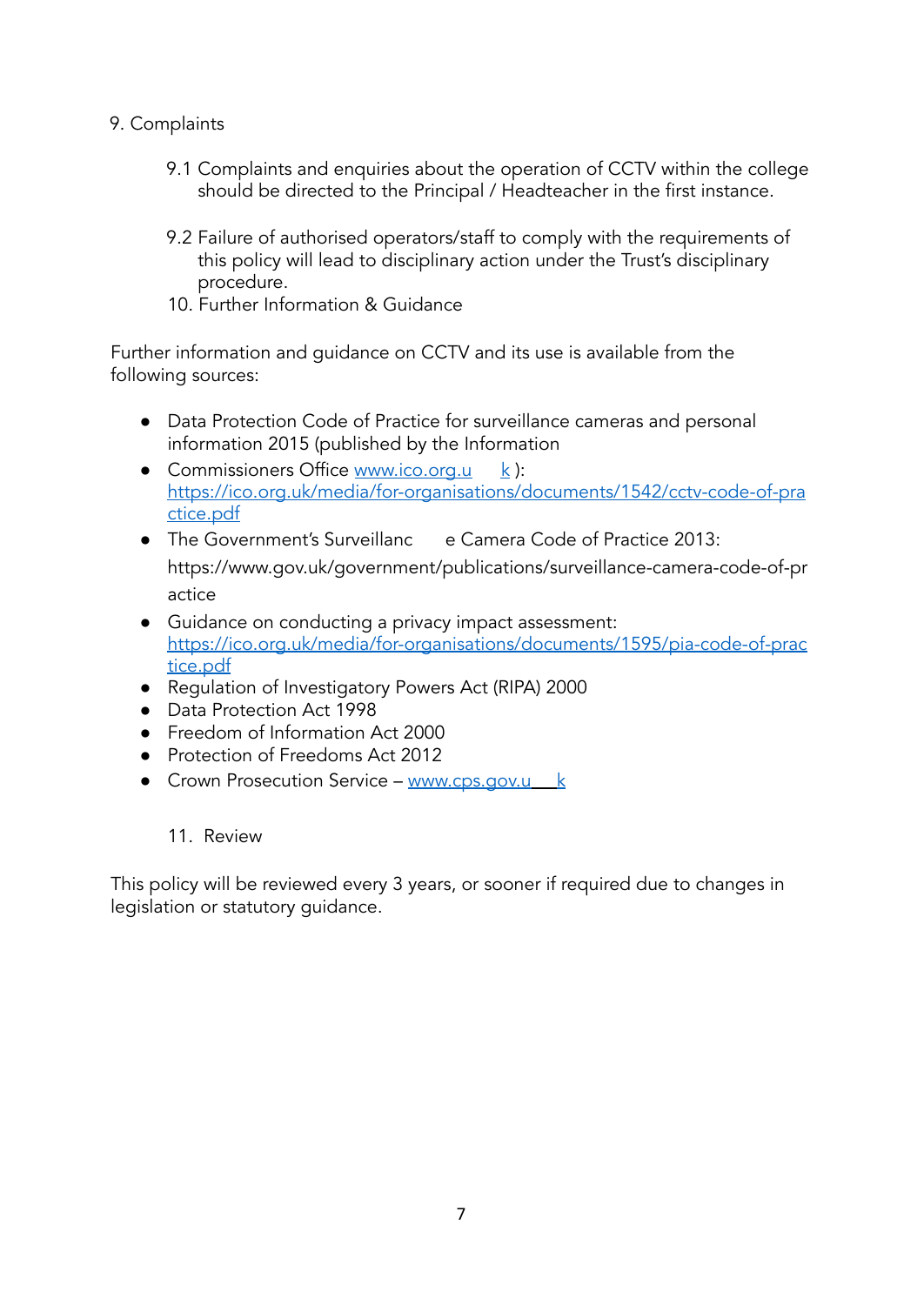## 9. Complaints

9.1 Complaints and enquiries about the operation of CCTV within the college should be directed to the Principal / Headteacher in the first instance.

9.2 Failure of authorised operators/staff to comply with the requirements of this policy will lead to disciplinary action under the Trust's disciplinary procedure.

## 10. Further Information & Guidance

Further information and guidance on CCTV and its use is available from the following sources:

- Data Protection Code of Practice for surveillance cameras and personal information 2015 (published by the Information
- Commissioners Office www.ico.org.uk): https://ico.org.uk/media/for-organisations/documents/1542/cctv-code-of-practice.pdf
- The Government's Surveillance Camera Code of Practice 2013: https://www.gov.uk/government/publications/surveillance-camera-code-of-practice
- Guidance on conducting a privacy impact assessment: https://ico.org.uk/media/for-organisations/documents/1595/pia-code-of-practice.pdf
- Regulation of Investigatory Powers Act (RIPA) 2000
- Data Protection Act 1998
- Freedom of Information Act 2000
- Protection of Freedoms Act 2012
- Crown Prosecution Service – www.cps.gov.uk

## 11. Review

This policy will be reviewed every 3 years, or sooner if required due to changes in legislation or statutory guidance.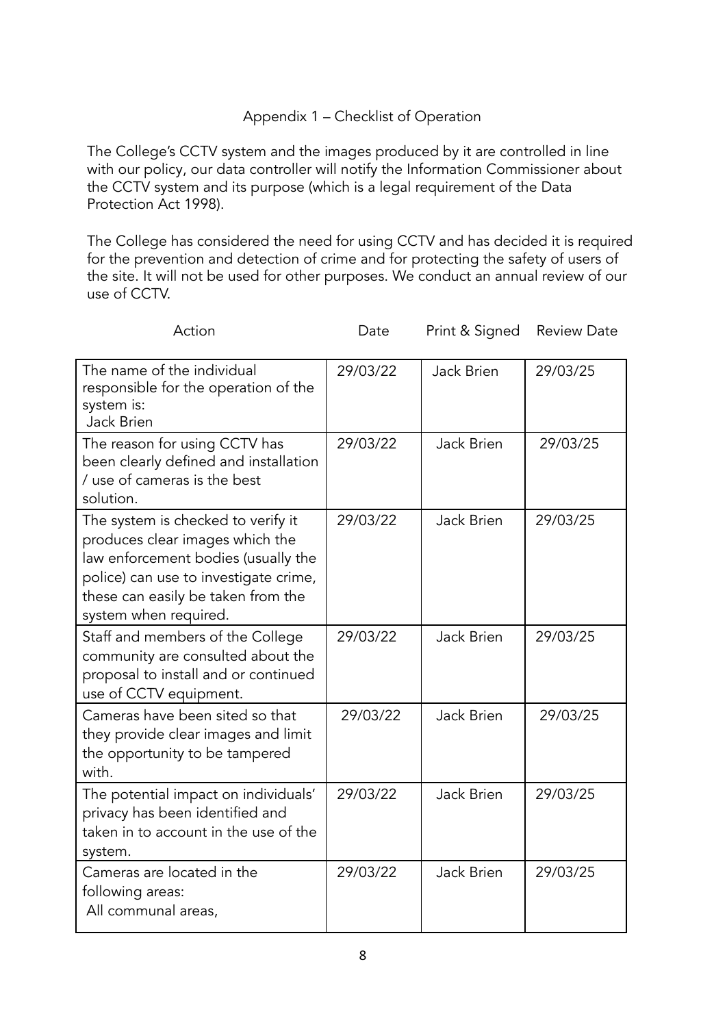## Appendix 1 – Checklist of Operation

The College's CCTV system and the images produced by it are controlled in line with our policy, our data controller will notify the Information Commissioner about the CCTV system and its purpose (which is a legal requirement of the Data Protection Act 1998).

The College has considered the need for using CCTV and has decided it is required for the prevention and detection of crime and for protecting the safety of users of the site. It will not be used for other purposes. We conduct an annual review of our use of CCTV.

| Action | Date | Print & Signed | Review Date |
| --- | --- | --- | --- |
| The name of the individual responsible for the operation of the system is: Jack Brien | 29/03/22 | Jack Brien | 29/03/25 |
| The reason for using CCTV has been clearly defined and installation / use of cameras is the best solution. | 29/03/22 | Jack Brien | 29/03/25 |
| The system is checked to verify it produces clear images which the law enforcement bodies (usually the police) can use to investigate crime, these can easily be taken from the system when required. | 29/03/22 | Jack Brien | 29/03/25 |
| Staff and members of the College community are consulted about the proposal to install and or continued use of CCTV equipment. | 29/03/22 | Jack Brien | 29/03/25 |
| Cameras have been sited so that they provide clear images and limit the opportunity to be tampered with. | 29/03/22 | Jack Brien | 29/03/25 |
| The potential impact on individuals' privacy has been identified and taken in to account in the use of the system. | 29/03/22 | Jack Brien | 29/03/25 |
| Cameras are located in the following areas: All communal areas, | 29/03/22 | Jack Brien | 29/03/25 |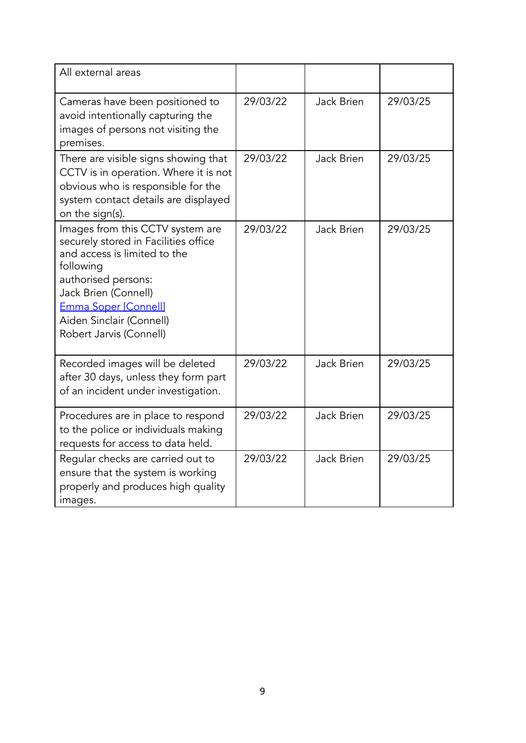| All external areas | | | |
|---|---|---|---|
| Cameras have been positioned to avoid intentionally capturing the images of persons not visiting the premises. | 29/03/22 | Jack Brien | 29/03/25 |
| There are visible signs showing that CCTV is in operation. Where it is not obvious who is responsible for the system contact details are displayed on the sign(s). | 29/03/22 | Jack Brien | 29/03/25 |
| Images from this CCTV system are securely stored in Facilities office and access is limited to the following authorised persons: Jack Brien (Connell) Emma Soper [Connell] Aiden Sinclair (Connell) Robert Jarvis (Connell) | 29/03/22 | Jack Brien | 29/03/25 |
| Recorded images will be deleted after 30 days, unless they form part of an incident under investigation. | 29/03/22 | Jack Brien | 29/03/25 |
| Procedures are in place to respond to the police or individuals making requests for access to data held. | 29/03/22 | Jack Brien | 29/03/25 |
| Regular checks are carried out to ensure that the system is working properly and produces high quality images. | 29/03/22 | Jack Brien | 29/03/25 |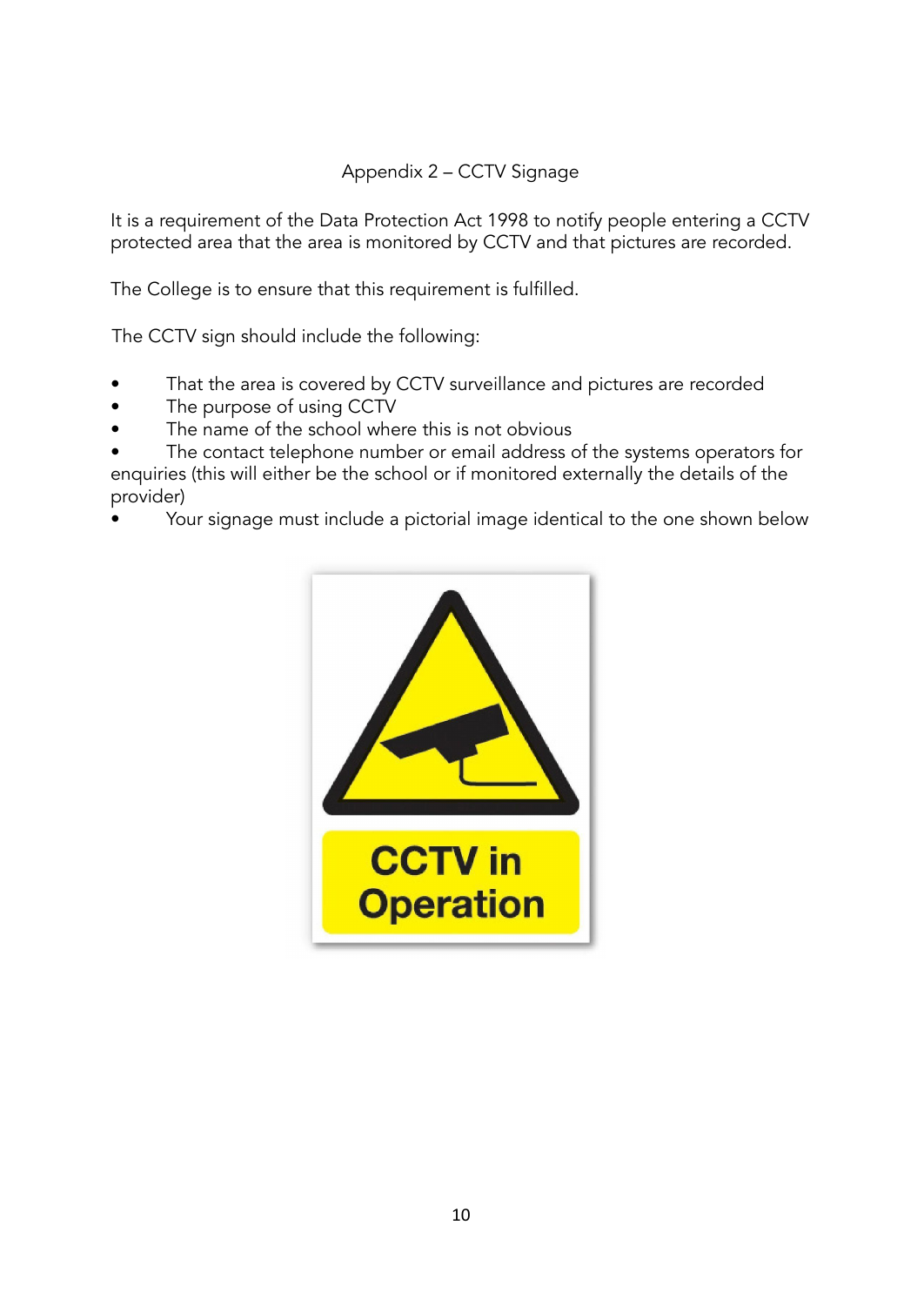# Appendix 2 – CCTV Signage

It is a requirement of the Data Protection Act 1998 to notify people entering a CCTV protected area that the area is monitored by CCTV and that pictures are recorded.

The College is to ensure that this requirement is fulfilled.

The CCTV sign should include the following:

- That the area is covered by CCTV surveillance and pictures are recorded
- The purpose of using CCTV
- The name of the school where this is not obvious
- The contact telephone number or email address of the systems operators for enquiries (this will either be the school or if monitored externally the details of the provider)
- Your signage must include a pictorial image identical to the one shown below

CCTV in Operation